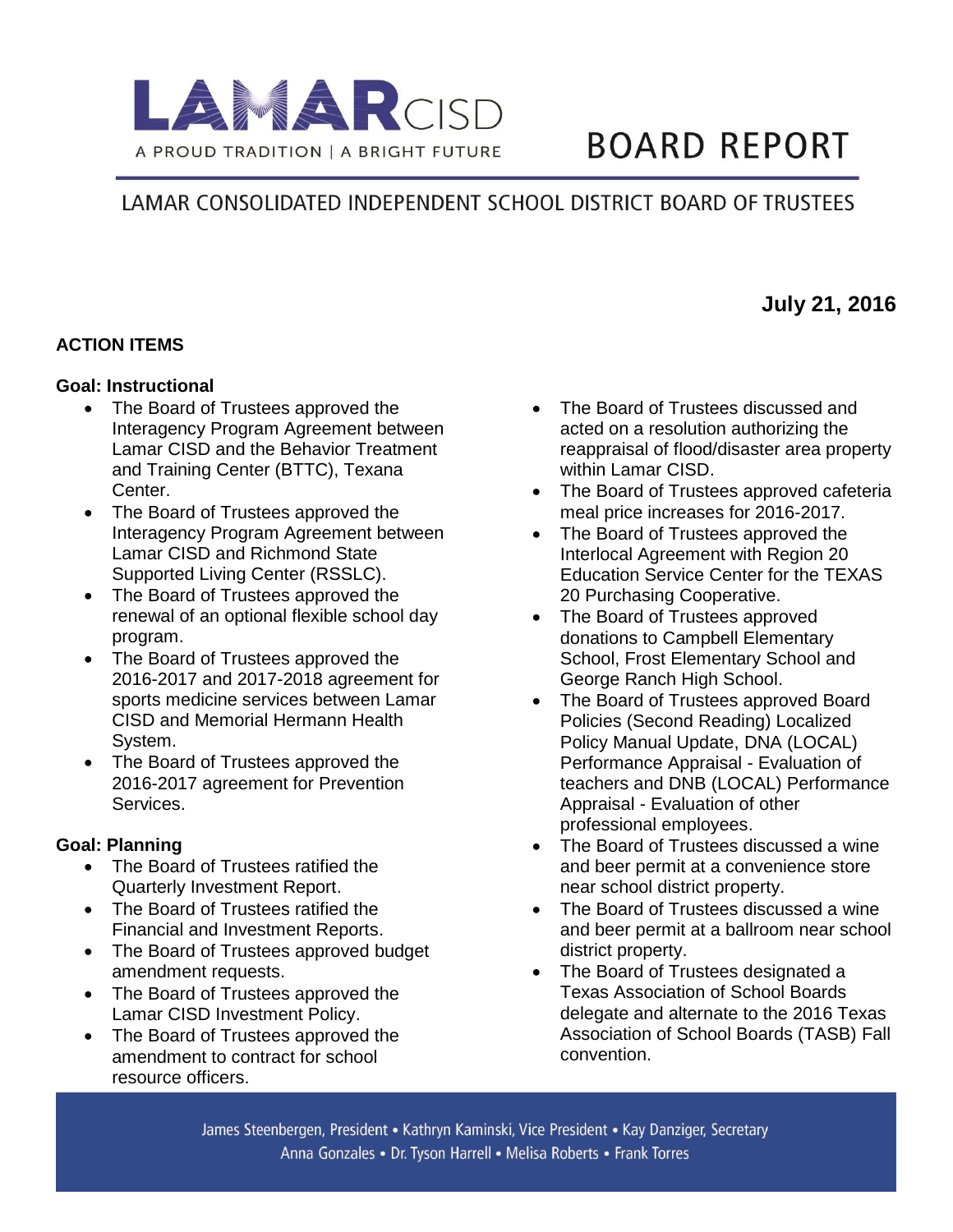# LAMAR CISD

A PROUD TRADITION | A BRIGHT FUTURE

# BOARD REPORT

## LAMAR CONSOLIDATED INDEPENDENT SCHOOL DISTRICT BOARD OF TRUSTEES

**July 21, 2016**

### ACTION ITEMS

**Goal: Instructional**

- The Board of Trustees approved the Interagency Program Agreement between Lamar CISD and the Behavior Treatment and Training Center (BTTC), Texana Center.
- The Board of Trustees approved the Interagency Program Agreement between Lamar CISD and Richmond State Supported Living Center (RSSLC).
- The Board of Trustees approved the renewal of an optional flexible school day program.
- The Board of Trustees approved the 2016-2017 and 2017-2018 agreement for sports medicine services between Lamar CISD and Memorial Hermann Health System.
- The Board of Trustees approved the 2016-2017 agreement for Prevention Services.

**Goal: Planning**

- The Board of Trustees ratified the Quarterly Investment Report.
- The Board of Trustees ratified the Financial and Investment Reports.
- The Board of Trustees approved budget amendment requests.
- The Board of Trustees approved the Lamar CISD Investment Policy.
- The Board of Trustees approved the amendment to contract for school resource officers.
- The Board of Trustees discussed and acted on a resolution authorizing the reappraisal of flood/disaster area property within Lamar CISD.
- The Board of Trustees approved cafeteria meal price increases for 2016-2017.
- The Board of Trustees approved the Interlocal Agreement with Region 20 Education Service Center for the TEXAS 20 Purchasing Cooperative.
- The Board of Trustees approved donations to Campbell Elementary School, Frost Elementary School and George Ranch High School.
- The Board of Trustees approved Board Policies (Second Reading) Localized Policy Manual Update, DNA (LOCAL) Performance Appraisal - Evaluation of teachers and DNB (LOCAL) Performance Appraisal - Evaluation of other professional employees.
- The Board of Trustees discussed a wine and beer permit at a convenience store near school district property.
- The Board of Trustees discussed a wine and beer permit at a ballroom near school district property.
- The Board of Trustees designated a Texas Association of School Boards delegate and alternate to the 2016 Texas Association of School Boards (TASB) Fall convention.

James Steenbergen, President • Kathryn Kaminski, Vice President • Kay Danziger, Secretary
Anna Gonzales • Dr. Tyson Harrell • Melisa Roberts • Frank Torres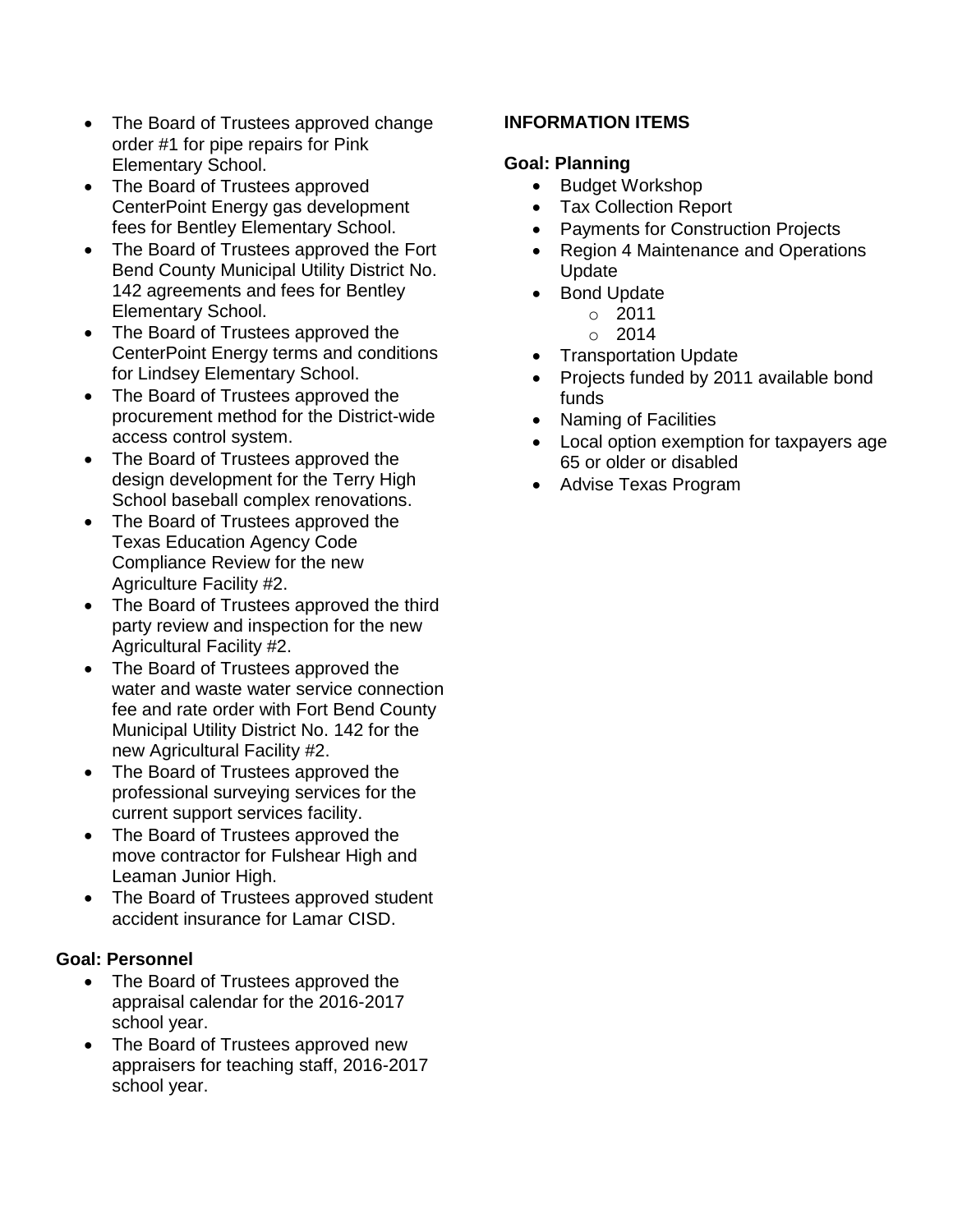- The Board of Trustees approved change order #1 for pipe repairs for Pink Elementary School.
- The Board of Trustees approved CenterPoint Energy gas development fees for Bentley Elementary School.
- The Board of Trustees approved the Fort Bend County Municipal Utility District No. 142 agreements and fees for Bentley Elementary School.
- The Board of Trustees approved the CenterPoint Energy terms and conditions for Lindsey Elementary School.
- The Board of Trustees approved the procurement method for the District-wide access control system.
- The Board of Trustees approved the design development for the Terry High School baseball complex renovations.
- The Board of Trustees approved the Texas Education Agency Code Compliance Review for the new Agriculture Facility #2.
- The Board of Trustees approved the third party review and inspection for the new Agricultural Facility #2.
- The Board of Trustees approved the water and waste water service connection fee and rate order with Fort Bend County Municipal Utility District No. 142 for the new Agricultural Facility #2.
- The Board of Trustees approved the professional surveying services for the current support services facility.
- The Board of Trustees approved the move contractor for Fulshear High and Leaman Junior High.
- The Board of Trustees approved student accident insurance for Lamar CISD.

**Goal: Personnel**

- The Board of Trustees approved the appraisal calendar for the 2016-2017 school year.
- The Board of Trustees approved new appraisers for teaching staff, 2016-2017 school year.

**INFORMATION ITEMS**

**Goal: Planning**

- Budget Workshop
- Tax Collection Report
- Payments for Construction Projects
- Region 4 Maintenance and Operations Update
- Bond Update
  - 2011
  - 2014
- Transportation Update
- Projects funded by 2011 available bond funds
- Naming of Facilities
- Local option exemption for taxpayers age 65 or older or disabled
- Advise Texas Program